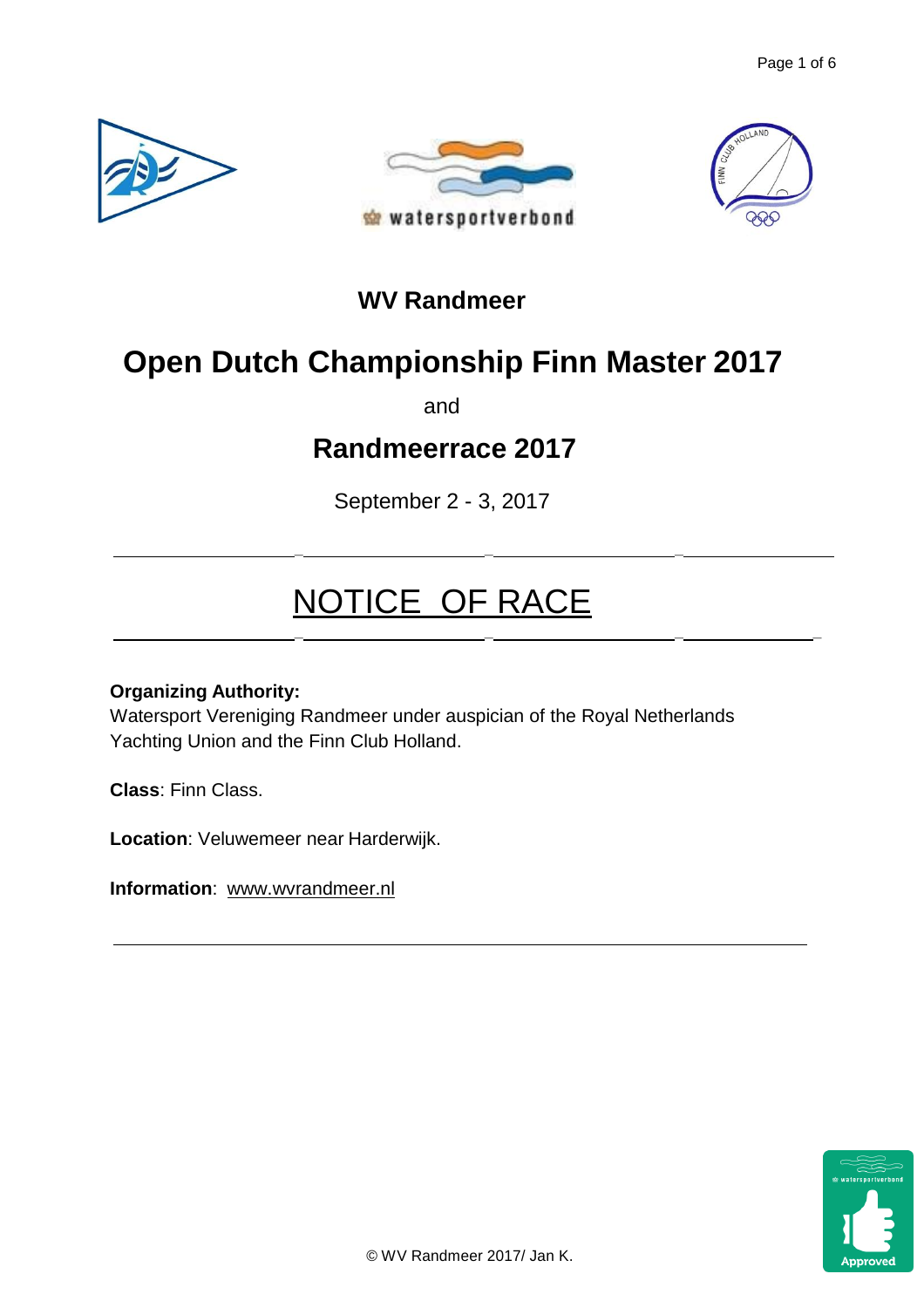**WV Randmeer**

# Open Dutch Championship Finn Master 2017

and

## Randmeerrace 2017

September 2 - 3, 2017

---

# NOTICE OF RACE

---

**Organizing Authority:**
Watersport Vereniging Randmeer under auspician of the Royal Netherlands Yachting Union and the Finn Club Holland.

**Class**: Finn Class.

**Location**: Veluwemeer near Harderwijk.

**Information**: www.wvrandmeer.nl

---

© WV Randmeer 2017/ Jan K.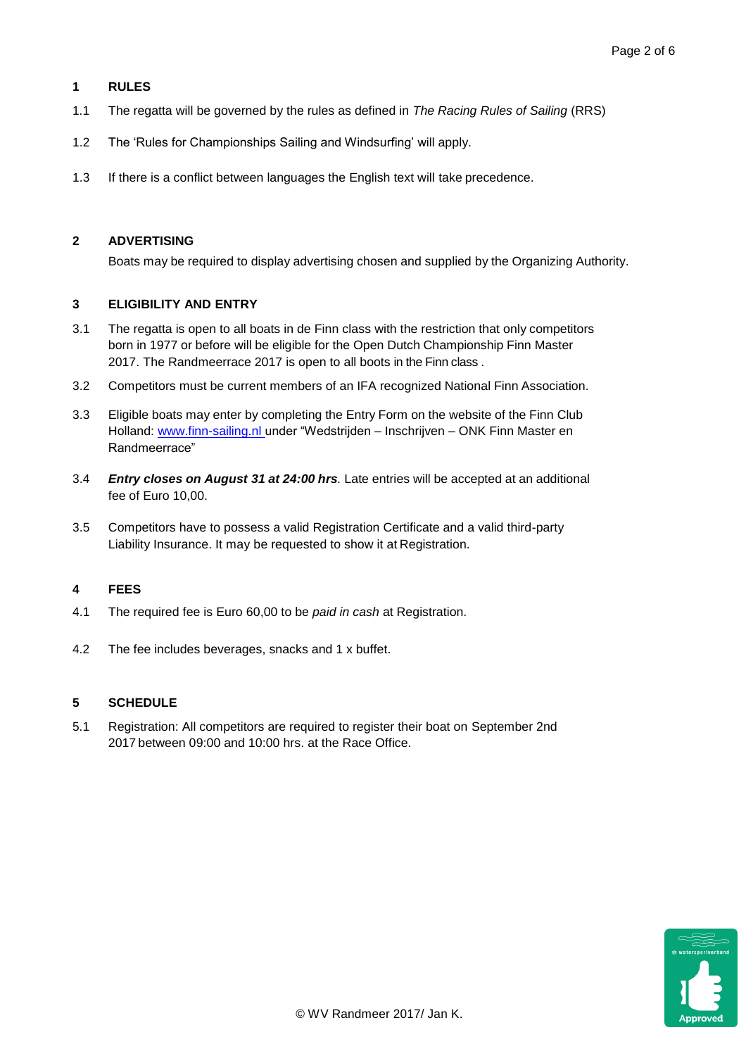## 1 RULES

1.1 The regatta will be governed by the rules as defined in *The Racing Rules of Sailing* (RRS)

1.2 The 'Rules for Championships Sailing and Windsurfing' will apply.

1.3 If there is a conflict between languages the English text will take precedence.

## 2 ADVERTISING

Boats may be required to display advertising chosen and supplied by the Organizing Authority.

## 3 ELIGIBILITY AND ENTRY

3.1 The regatta is open to all boats in de Finn class with the restriction that only competitors born in 1977 or before will be eligible for the Open Dutch Championship Finn Master 2017. The Randmeerrace 2017 is open to all boots in the Finn class .

3.2 Competitors must be current members of an IFA recognized National Finn Association.

3.3 Eligible boats may enter by completing the Entry Form on the website of the Finn Club Holland: www.finn-sailing.nl under "Wedstrijden – Inschrijven – ONK Finn Master en Randmeerrace"

3.4 ***Entry closes on August 31 at 24:00 hrs***. Late entries will be accepted at an additional fee of Euro 10,00.

3.5 Competitors have to possess a valid Registration Certificate and a valid third-party Liability Insurance. It may be requested to show it at Registration.

## 4 FEES

4.1 The required fee is Euro 60,00 to be *paid in cash* at Registration.

4.2 The fee includes beverages, snacks and 1 x buffet.

## 5 SCHEDULE

5.1 Registration: All competitors are required to register their boat on September 2nd 2017 between 09:00 and 10:00 hrs. at the Race Office.

© WV Randmeer 2017/ Jan K.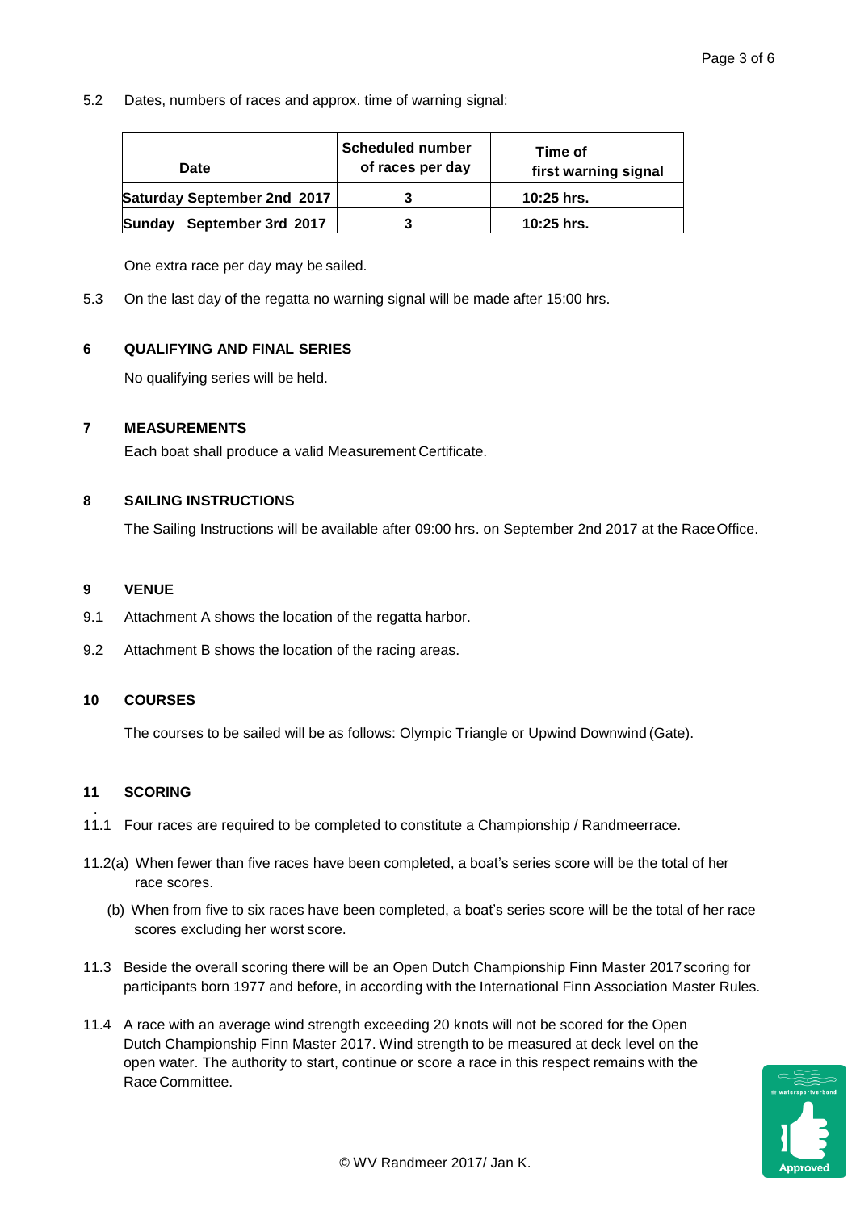5.2 Dates, numbers of races and approx. time of warning signal:

| Date | Scheduled number of races per day | Time of first warning signal |
|---|---|---|
| Saturday September 2nd 2017 | 3 | 10:25 hrs. |
| Sunday September 3rd 2017 | 3 | 10:25 hrs. |

One extra race per day may be sailed.

5.3 On the last day of the regatta no warning signal will be made after 15:00 hrs.

## 6 QUALIFYING AND FINAL SERIES

No qualifying series will be held.

## 7 MEASUREMENTS

Each boat shall produce a valid Measurement Certificate.

## 8 SAILING INSTRUCTIONS

The Sailing Instructions will be available after 09:00 hrs. on September 2nd 2017 at the Race Office.

## 9 VENUE

9.1 Attachment A shows the location of the regatta harbor.

9.2 Attachment B shows the location of the racing areas.

## 10 COURSES

The courses to be sailed will be as follows: Olympic Triangle or Upwind Downwind (Gate).

## 11 SCORING

11.1 Four races are required to be completed to constitute a Championship / Randmeerrace.

11.2(a) When fewer than five races have been completed, a boat's series score will be the total of her race scores.

(b) When from five to six races have been completed, a boat's series score will be the total of her race scores excluding her worst score.

11.3 Beside the overall scoring there will be an Open Dutch Championship Finn Master 2017 scoring for participants born 1977 and before, in according with the International Finn Association Master Rules.

11.4 A race with an average wind strength exceeding 20 knots will not be scored for the Open Dutch Championship Finn Master 2017. Wind strength to be measured at deck level on the open water. The authority to start, continue or score a race in this respect remains with the Race Committee.

© WV Randmeer 2017/ Jan K.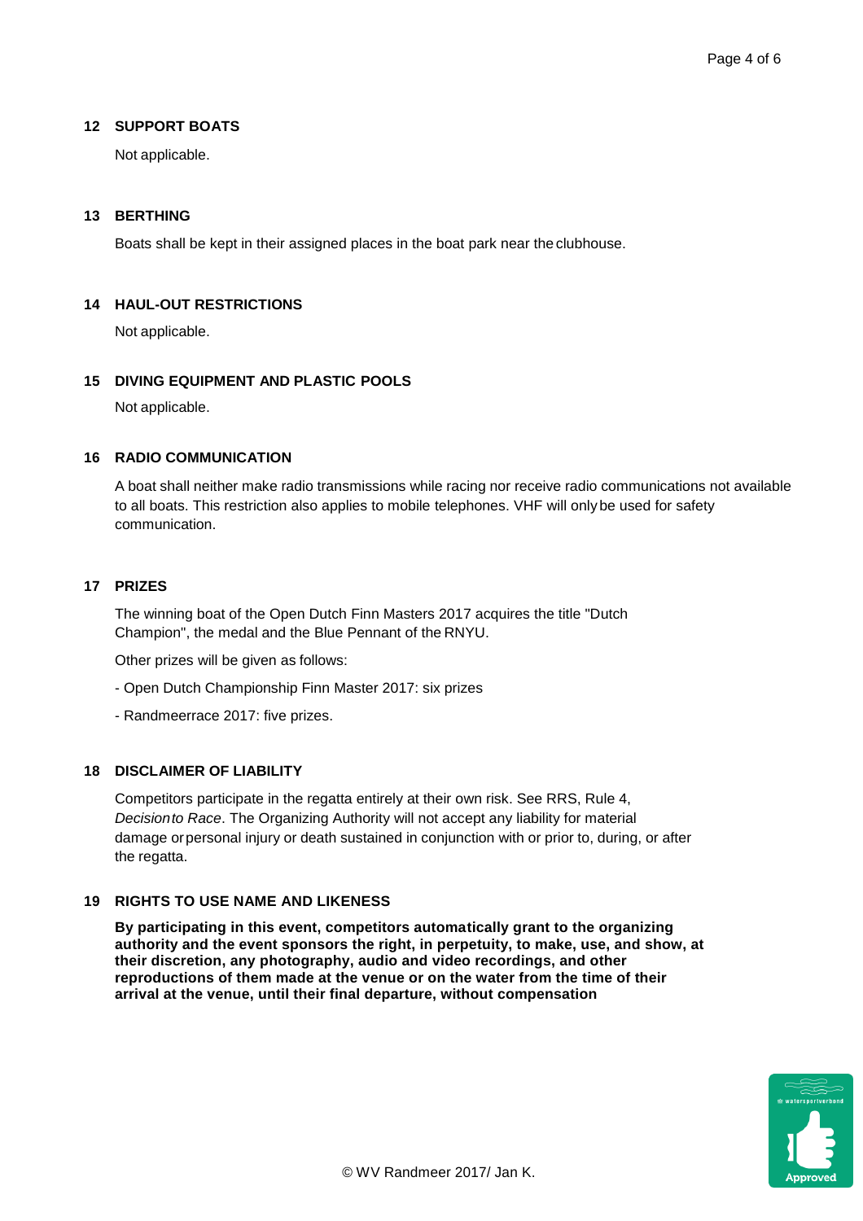## 12 SUPPORT BOATS

Not applicable.

## 13 BERTHING

Boats shall be kept in their assigned places in the boat park near the clubhouse.

## 14 HAUL-OUT RESTRICTIONS

Not applicable.

## 15 DIVING EQUIPMENT AND PLASTIC POOLS

Not applicable.

## 16 RADIO COMMUNICATION

A boat shall neither make radio transmissions while racing nor receive radio communications not available to all boats. This restriction also applies to mobile telephones. VHF will only be used for safety communication.

## 17 PRIZES

The winning boat of the Open Dutch Finn Masters 2017 acquires the title "Dutch Champion", the medal and the Blue Pennant of the RNYU.

Other prizes will be given as follows:

- Open Dutch Championship Finn Master 2017: six prizes
- Randmeerrace 2017: five prizes.

## 18 DISCLAIMER OF LIABILITY

Competitors participate in the regatta entirely at their own risk. See RRS, Rule 4, *Decision to Race*. The Organizing Authority will not accept any liability for material damage or personal injury or death sustained in conjunction with or prior to, during, or after the regatta.

## 19 RIGHTS TO USE NAME AND LIKENESS

**By participating in this event, competitors automatically grant to the organizing authority and the event sponsors the right, in perpetuity, to make, use, and show, at their discretion, any photography, audio and video recordings, and other reproductions of them made at the venue or on the water from the time of their arrival at the venue, until their final departure, without compensation**

© WV Randmeer 2017/ Jan K.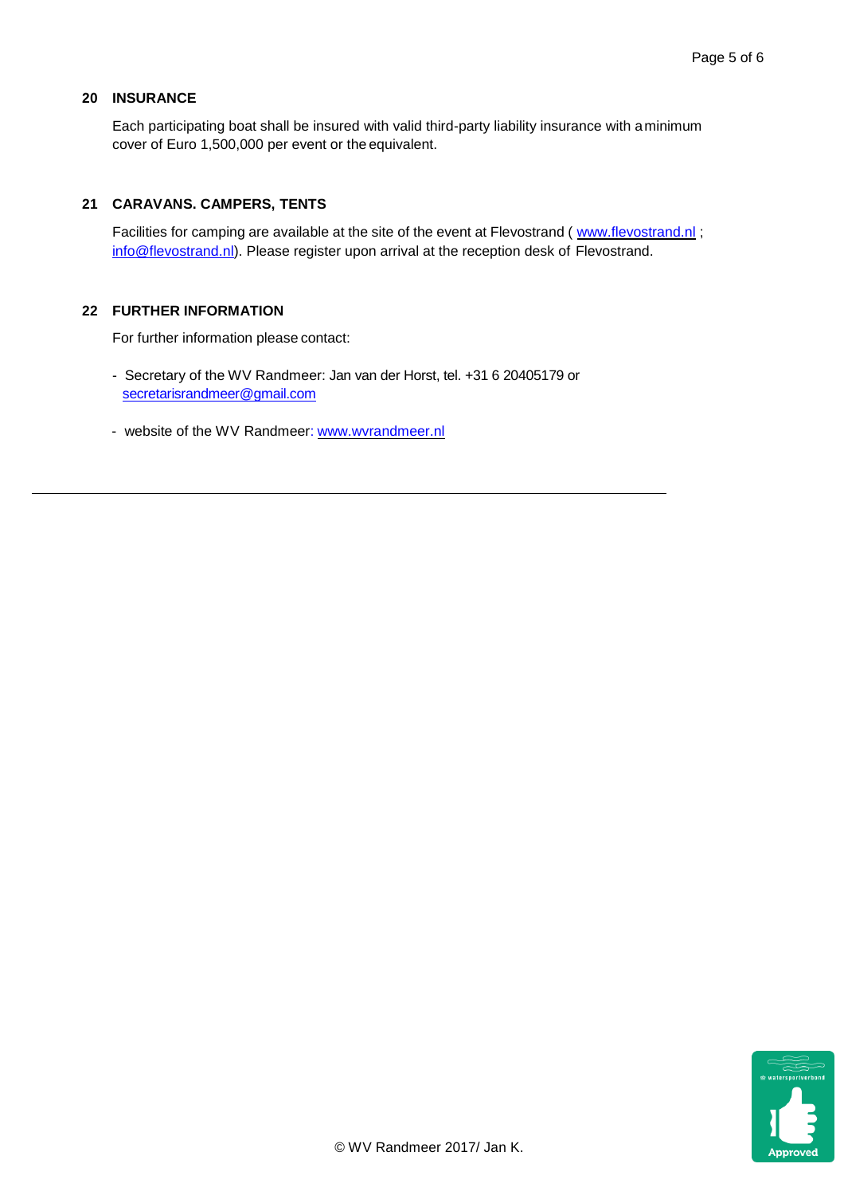## 20 INSURANCE

Each participating boat shall be insured with valid third-party liability insurance with a minimum cover of Euro 1,500,000 per event or the equivalent.

## 21 CARAVANS. CAMPERS, TENTS

Facilities for camping are available at the site of the event at Flevostrand ( www.flevostrand.nl ; info@flevostrand.nl). Please register upon arrival at the reception desk of Flevostrand.

## 22 FURTHER INFORMATION

For further information please contact:

- Secretary of the WV Randmeer: Jan van der Horst, tel. +31 6 20405179 or secretarisrandmeer@gmail.com

- website of the WV Randmeer: www.wvrandmeer.nl

---

© WV Randmeer 2017/ Jan K.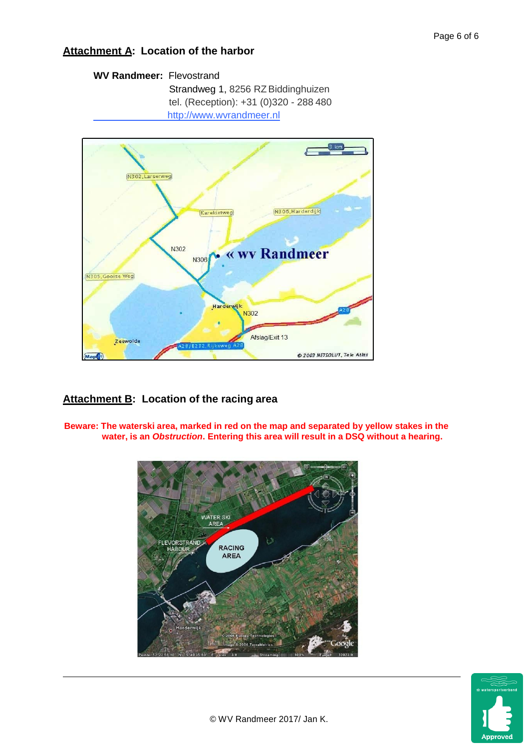## Attachment A: Location of the harbor

**WV Randmeer:** Flevostrand
Strandweg 1, 8256 RZ Biddinghuizen
tel. (Reception): +31 (0)320 - 288 480
http://www.wvrandmeer.nl

3 km
N302, Larserweg
Karekietweg
N306, Harderdijk
N302
N306
« wv Randmeer
N305, Gooise Weg
Harderwijk
N302
A28
Afslag/Exit 13
Zeewolde
A28/E232, Rijksweg A28
© 2003 NETSOLUT, Tele Atlas

## Attachment B: Location of the racing area

**Beware: The waterski area, marked in red on the map and separated by yellow stakes in the water, is an *Obstruction*. Entering this area will result in a DSQ without a hearing.**

WATER SKI AREA
FLEVORSTRAND HABOUR
RACING AREA
Harderwijk
© 2006 Europa Technologies
Image © 2006 TerraMetrics
Google

© WV Randmeer 2017/ Jan K.